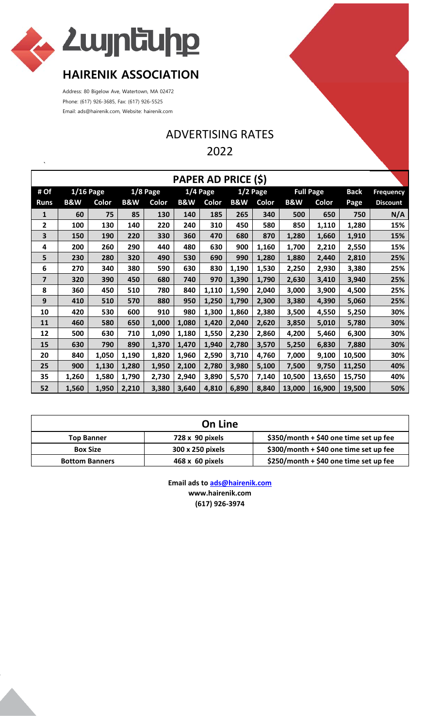# Հայրենիք

## HAIRENIK ASSOCIATION

Address: 80 Bigelow Ave, Watertown, MA 02472
Phone: (617) 926-3685, Fax: (617) 926-5525
Email: ads@hairenik.com, Website: hairenik.com

## ADVERTISING RATES
## 2022

| PAPER AD PRICE ($) | | | | | | | | | | | | |
|---|---|---|---|---|---|---|---|---|---|---|---|---|
| # Of | 1/16 Page | | 1/8 Page | | 1/4 Page | | 1/2 Page | | Full Page | | Back | Frequency |
| Runs | B&W | Color | B&W | Color | B&W | Color | B&W | Color | B&W | Color | Page | Discount |
| 1 | 60 | 75 | 85 | 130 | 140 | 185 | 265 | 340 | 500 | 650 | 750 | N/A |
| 2 | 100 | 130 | 140 | 220 | 240 | 310 | 450 | 580 | 850 | 1,110 | 1,280 | 15% |
| 3 | 150 | 190 | 220 | 330 | 360 | 470 | 680 | 870 | 1,280 | 1,660 | 1,910 | 15% |
| 4 | 200 | 260 | 290 | 440 | 480 | 630 | 900 | 1,160 | 1,700 | 2,210 | 2,550 | 15% |
| 5 | 230 | 280 | 320 | 490 | 530 | 690 | 990 | 1,280 | 1,880 | 2,440 | 2,810 | 25% |
| 6 | 270 | 340 | 380 | 590 | 630 | 830 | 1,190 | 1,530 | 2,250 | 2,930 | 3,380 | 25% |
| 7 | 320 | 390 | 450 | 680 | 740 | 970 | 1,390 | 1,790 | 2,630 | 3,410 | 3,940 | 25% |
| 8 | 360 | 450 | 510 | 780 | 840 | 1,110 | 1,590 | 2,040 | 3,000 | 3,900 | 4,500 | 25% |
| 9 | 410 | 510 | 570 | 880 | 950 | 1,250 | 1,790 | 2,300 | 3,380 | 4,390 | 5,060 | 25% |
| 10 | 420 | 530 | 600 | 910 | 980 | 1,300 | 1,860 | 2,380 | 3,500 | 4,550 | 5,250 | 30% |
| 11 | 460 | 580 | 650 | 1,000 | 1,080 | 1,420 | 2,040 | 2,620 | 3,850 | 5,010 | 5,780 | 30% |
| 12 | 500 | 630 | 710 | 1,090 | 1,180 | 1,550 | 2,230 | 2,860 | 4,200 | 5,460 | 6,300 | 30% |
| 15 | 630 | 790 | 890 | 1,370 | 1,470 | 1,940 | 2,780 | 3,570 | 5,250 | 6,830 | 7,880 | 30% |
| 20 | 840 | 1,050 | 1,190 | 1,820 | 1,960 | 2,590 | 3,710 | 4,760 | 7,000 | 9,100 | 10,500 | 30% |
| 25 | 900 | 1,130 | 1,280 | 1,950 | 2,100 | 2,780 | 3,980 | 5,100 | 7,500 | 9,750 | 11,250 | 40% |
| 35 | 1,260 | 1,580 | 1,790 | 2,730 | 2,940 | 3,890 | 5,570 | 7,140 | 10,500 | 13,650 | 15,750 | 40% |
| 52 | 1,560 | 1,950 | 2,210 | 3,380 | 3,640 | 4,810 | 6,890 | 8,840 | 13,000 | 16,900 | 19,500 | 50% |

| On Line | | |
|---|---|---|
| Top Banner | 728 x 90 pixels | $350/month + $40 one time set up fee |
| Box Size | 300 x 250 pixels | $300/month + $40 one time set up fee |
| Bottom Banners | 468 x 60 pixels | $250/month + $40 one time set up fee |

**Email ads to ads@hairenik.com**
**www.hairenik.com**
**(617) 926-3974**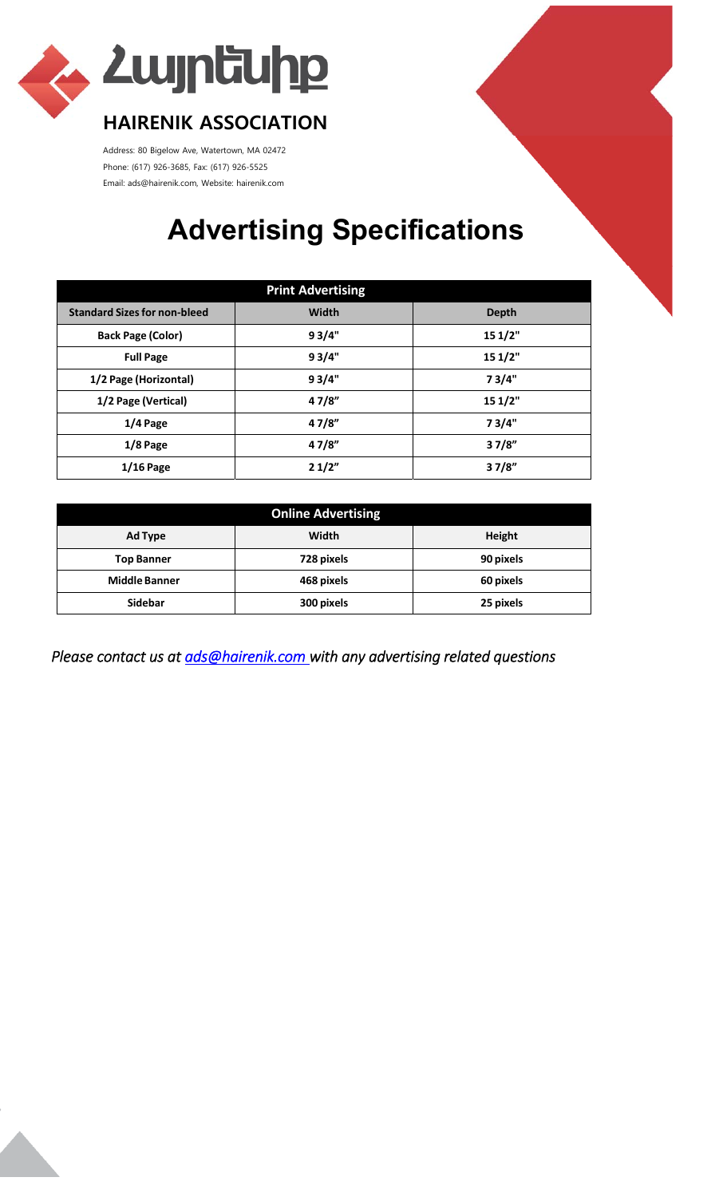# Հայրենիք

## HAIRENIK ASSOCIATION

Address: 80 Bigelow Ave, Watertown, MA 02472
Phone: (617) 926-3685, Fax: (617) 926-5525
Email: ads@hairenik.com, Website: hairenik.com

# Advertising Specifications

| Print Advertising | | |
|---|---|---|
| **Standard Sizes for non-bleed** | **Width** | **Depth** |
| **Back Page (Color)** | **9 3/4"** | **15 1/2"** |
| **Full Page** | **9 3/4"** | **15 1/2"** |
| **1/2 Page (Horizontal)** | **9 3/4"** | **7 3/4"** |
| **1/2 Page (Vertical)** | **4 7/8"** | **15 1/2"** |
| **1/4 Page** | **4 7/8"** | **7 3/4"** |
| **1/8 Page** | **4 7/8"** | **3 7/8"** |
| **1/16 Page** | **2 1/2"** | **3 7/8"** |

| Online Advertising | | |
|---|---|---|
| **Ad Type** | **Width** | **Height** |
| **Top Banner** | **728 pixels** | **90 pixels** |
| **Middle Banner** | **468 pixels** | **60 pixels** |
| **Sidebar** | **300 pixels** | **25 pixels** |

*Please contact us at ads@hairenik.com with any advertising related questions*